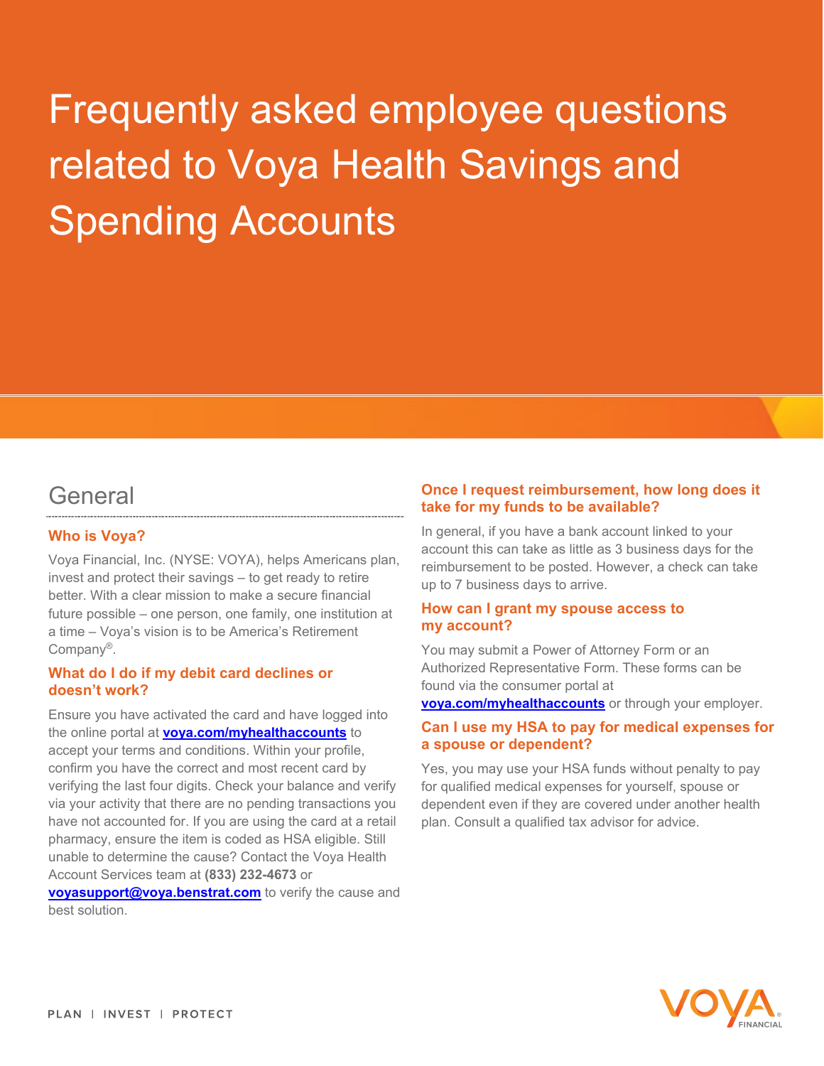# Frequently asked employee questions related to Voya Health Savings and Spending Accounts

## General

### Who is Voya?

Voya Financial, Inc. (NYSE: VOYA), helps Americans plan, invest and protect their savings – to get ready to retire better. With a clear mission to make a secure financial future possible – one person, one family, one institution at a time – Voya's vision is to be America's Retirement Company®.

### What do I do if my debit card declines or doesn't work?

Ensure you have activated the card and have logged into the online portal at **voya.com/myhealthaccounts** to accept your terms and conditions. Within your profile, confirm you have the correct and most recent card by verifying the last four digits. Check your balance and verify via your activity that there are no pending transactions you have not accounted for. If you are using the card at a retail pharmacy, ensure the item is coded as HSA eligible. Still unable to determine the cause? Contact the Voya Health Account Services team at **(833) 232-4673** or **voyasupport@voya.benstrat.com** to verify the cause and best solution.

### Once I request reimbursement, how long does it take for my funds to be available?

In general, if you have a bank account linked to your account this can take as little as 3 business days for the reimbursement to be posted. However, a check can take up to 7 business days to arrive.

### How can I grant my spouse access to my account?

You may submit a Power of Attorney Form or an Authorized Representative Form. These forms can be found via the consumer portal at **voya.com/myhealthaccounts** or through your employer.

### Can I use my HSA to pay for medical expenses for a spouse or dependent?

Yes, you may use your HSA funds without penalty to pay for qualified medical expenses for yourself, spouse or dependent even if they are covered under another health plan. Consult a qualified tax advisor for advice.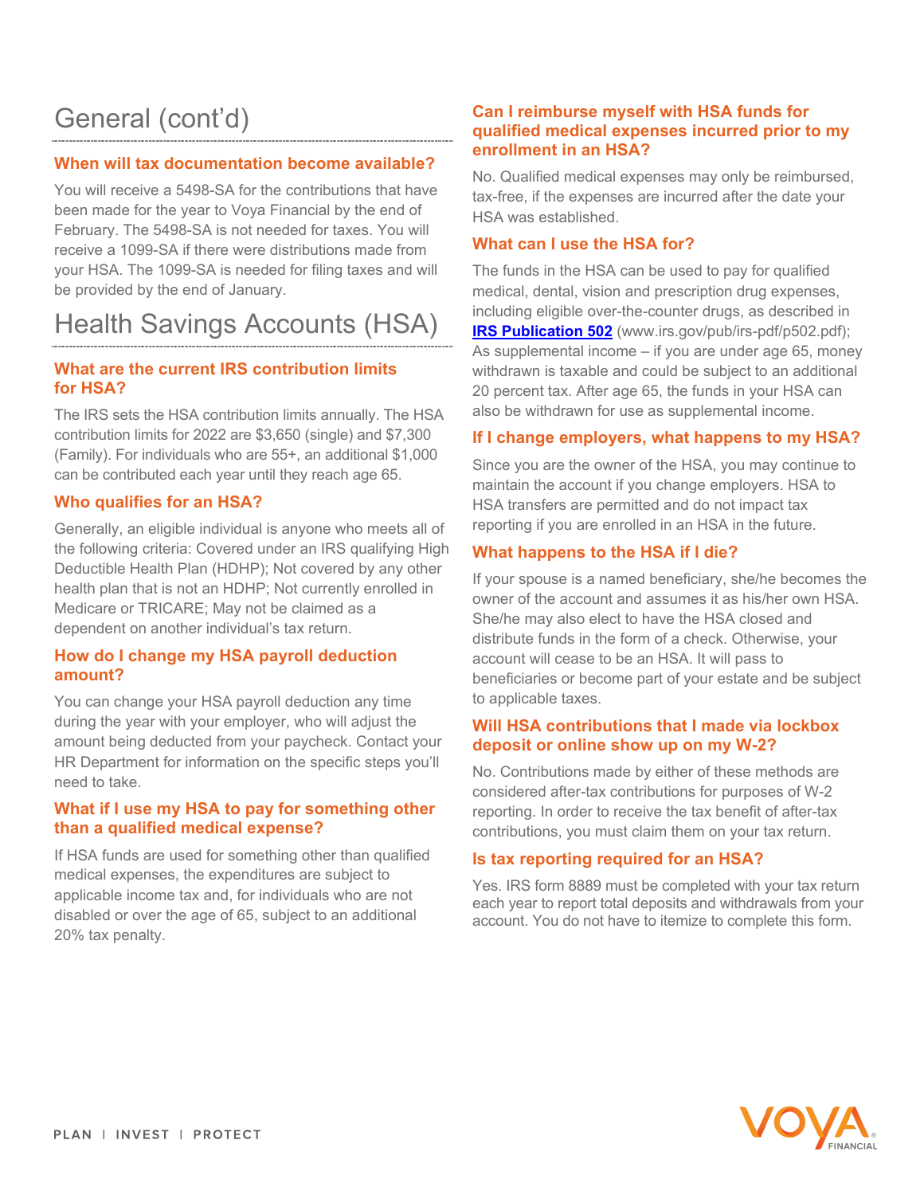# General (cont'd)

### When will tax documentation become available?

You will receive a 5498-SA for the contributions that have been made for the year to Voya Financial by the end of February. The 5498-SA is not needed for taxes. You will receive a 1099-SA if there were distributions made from your HSA. The 1099-SA is needed for filing taxes and will be provided by the end of January.

# Health Savings Accounts (HSA)

### What are the current IRS contribution limits for HSA?

The IRS sets the HSA contribution limits annually. The HSA contribution limits for 2022 are $3,650 (single) and $7,300 (Family). For individuals who are 55+, an additional $1,000 can be contributed each year until they reach age 65.

### Who qualifies for an HSA?

Generally, an eligible individual is anyone who meets all of the following criteria: Covered under an IRS qualifying High Deductible Health Plan (HDHP); Not covered by any other health plan that is not an HDHP; Not currently enrolled in Medicare or TRICARE; May not be claimed as a dependent on another individual's tax return.

### How do I change my HSA payroll deduction amount?

You can change your HSA payroll deduction any time during the year with your employer, who will adjust the amount being deducted from your paycheck. Contact your HR Department for information on the specific steps you'll need to take.

### What if I use my HSA to pay for something other than a qualified medical expense?

If HSA funds are used for something other than qualified medical expenses, the expenditures are subject to applicable income tax and, for individuals who are not disabled or over the age of 65, subject to an additional 20% tax penalty.

### Can I reimburse myself with HSA funds for qualified medical expenses incurred prior to my enrollment in an HSA?

No. Qualified medical expenses may only be reimbursed, tax-free, if the expenses are incurred after the date your HSA was established.

### What can I use the HSA for?

The funds in the HSA can be used to pay for qualified medical, dental, vision and prescription drug expenses, including eligible over-the-counter drugs, as described in **IRS Publication 502** (www.irs.gov/pub/irs-pdf/p502.pdf); As supplemental income – if you are under age 65, money withdrawn is taxable and could be subject to an additional 20 percent tax. After age 65, the funds in your HSA can also be withdrawn for use as supplemental income.

### If I change employers, what happens to my HSA?

Since you are the owner of the HSA, you may continue to maintain the account if you change employers. HSA to HSA transfers are permitted and do not impact tax reporting if you are enrolled in an HSA in the future.

### What happens to the HSA if I die?

If your spouse is a named beneficiary, she/he becomes the owner of the account and assumes it as his/her own HSA. She/he may also elect to have the HSA closed and distribute funds in the form of a check. Otherwise, your account will cease to be an HSA. It will pass to beneficiaries or become part of your estate and be subject to applicable taxes.

### Will HSA contributions that I made via lockbox deposit or online show up on my W-2?

No. Contributions made by either of these methods are considered after-tax contributions for purposes of W-2 reporting. In order to receive the tax benefit of after-tax contributions, you must claim them on your tax return.

### Is tax reporting required for an HSA?

Yes. IRS form 8889 must be completed with your tax return each year to report total deposits and withdrawals from your account. You do not have to itemize to complete this form.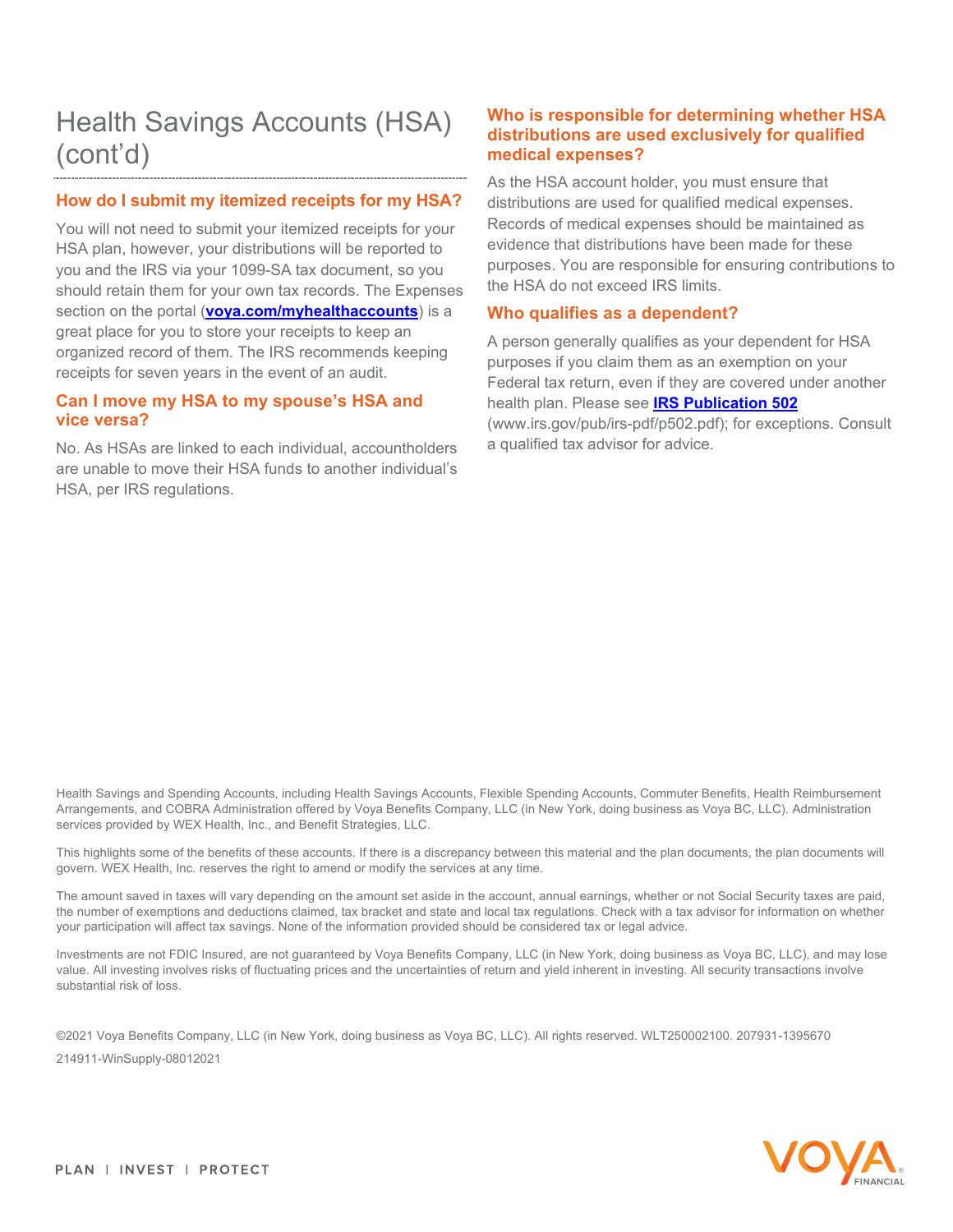# Health Savings Accounts (HSA) (cont'd)

## How do I submit my itemized receipts for my HSA?

You will not need to submit your itemized receipts for your HSA plan, however, your distributions will be reported to you and the IRS via your 1099-SA tax document, so you should retain them for your own tax records. The Expenses section on the portal (**voya.com/myhealthaccounts**) is a great place for you to store your receipts to keep an organized record of them. The IRS recommends keeping receipts for seven years in the event of an audit.

## Can I move my HSA to my spouse's HSA and vice versa?

No. As HSAs are linked to each individual, accountholders are unable to move their HSA funds to another individual's HSA, per IRS regulations.

## Who is responsible for determining whether HSA distributions are used exclusively for qualified medical expenses?

As the HSA account holder, you must ensure that distributions are used for qualified medical expenses. Records of medical expenses should be maintained as evidence that distributions have been made for these purposes. You are responsible for ensuring contributions to the HSA do not exceed IRS limits.

## Who qualifies as a dependent?

A person generally qualifies as your dependent for HSA purposes if you claim them as an exemption on your Federal tax return, even if they are covered under another health plan. Please see **IRS Publication 502** (www.irs.gov/pub/irs-pdf/p502.pdf); for exceptions. Consult a qualified tax advisor for advice.

Health Savings and Spending Accounts, including Health Savings Accounts, Flexible Spending Accounts, Commuter Benefits, Health Reimbursement Arrangements, and COBRA Administration offered by Voya Benefits Company, LLC (in New York, doing business as Voya BC, LLC). Administration services provided by WEX Health, Inc., and Benefit Strategies, LLC.

This highlights some of the benefits of these accounts. If there is a discrepancy between this material and the plan documents, the plan documents will govern. WEX Health, Inc. reserves the right to amend or modify the services at any time.

The amount saved in taxes will vary depending on the amount set aside in the account, annual earnings, whether or not Social Security taxes are paid, the number of exemptions and deductions claimed, tax bracket and state and local tax regulations. Check with a tax advisor for information on whether your participation will affect tax savings. None of the information provided should be considered tax or legal advice.

Investments are not FDIC Insured, are not guaranteed by Voya Benefits Company, LLC (in New York, doing business as Voya BC, LLC), and may lose value. All investing involves risks of fluctuating prices and the uncertainties of return and yield inherent in investing. All security transactions involve substantial risk of loss.

©2021 Voya Benefits Company, LLC (in New York, doing business as Voya BC, LLC). All rights reserved. WLT250002100. 207931-1395670

214911-WinSupply-08012021

PLAN | INVEST | PROTECT

VOYA FINANCIAL